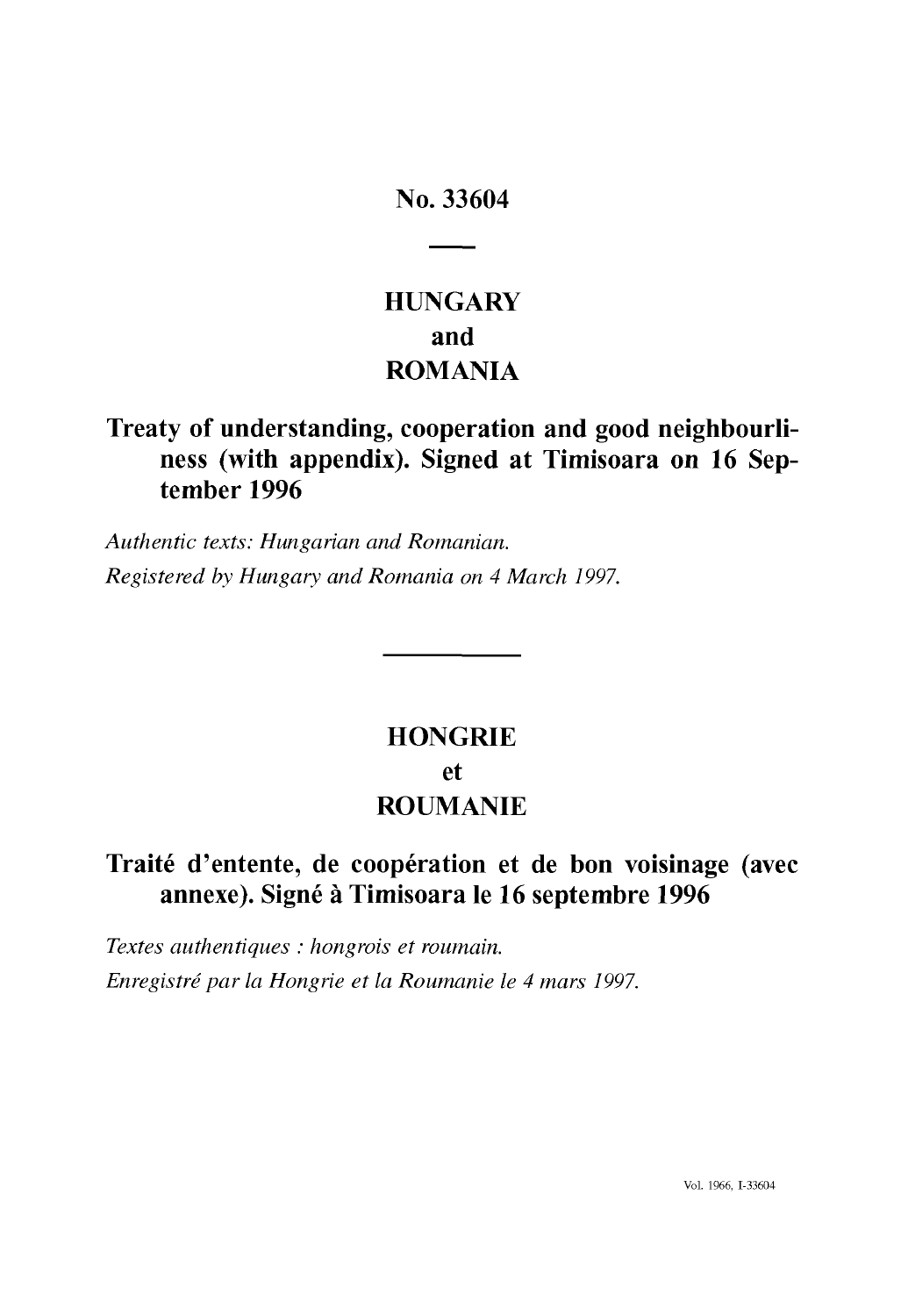# No. 33604

# HUNGARY
# and
# ROMANIA

## Treaty of understanding, cooperation and good neighbourliness (with appendix). Signed at Timisoara on 16 September 1996

*Authentic texts: Hungarian and Romanian.*

*Registered by Hungary and Romania on 4 March 1997.*

# HONGRIE
# et
# ROUMANIE

## Traité d'entente, de coopération et de bon voisinage (avec annexe). Signé à Timisoara le 16 septembre 1996

*Textes authentiques : hongrois et roumain.*

*Enregistré par la Hongrie et la Roumanie le 4 mars 1997.*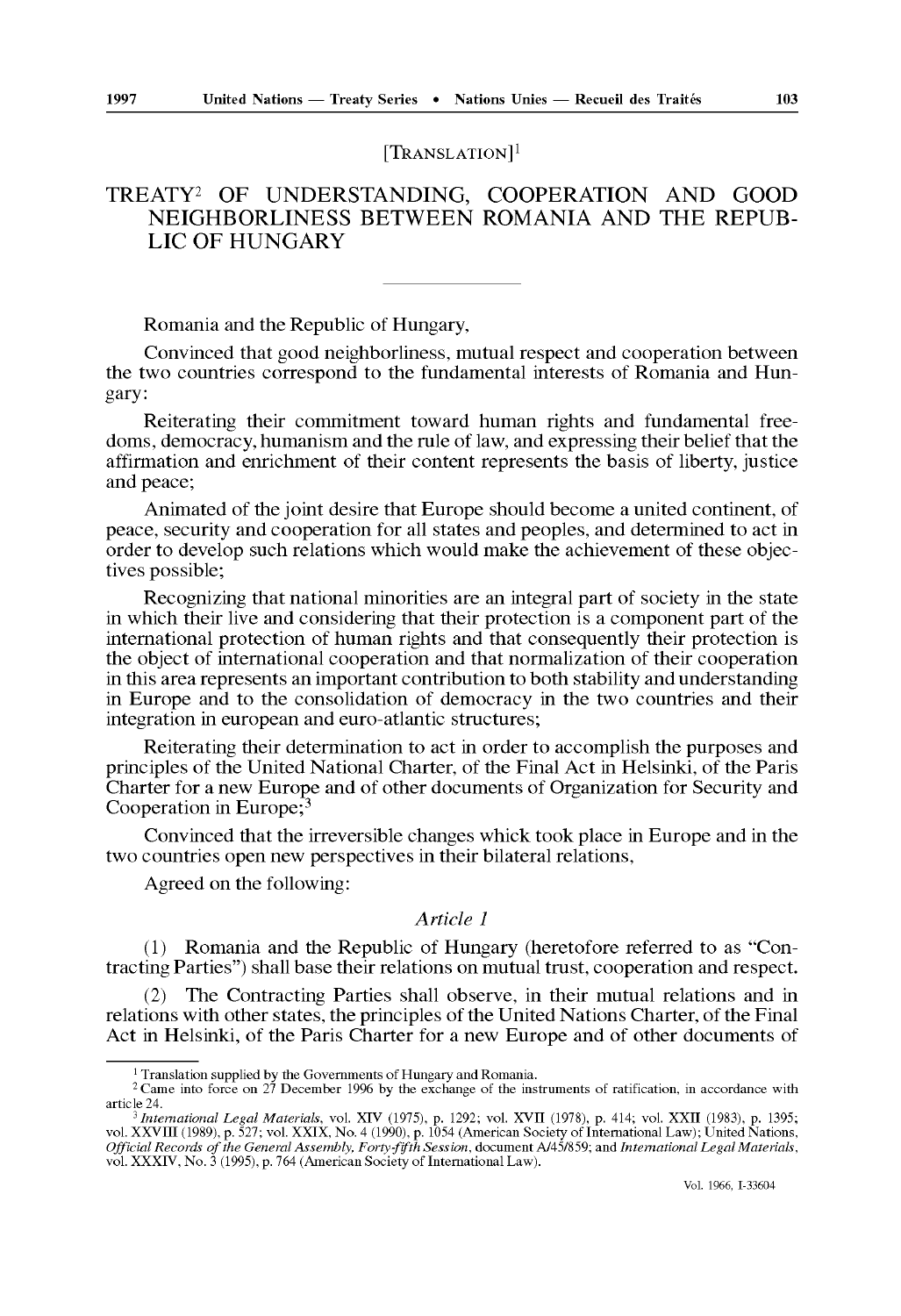[TRANSLATION][1]

# TREATY[2] OF UNDERSTANDING, COOPERATION AND GOOD NEIGHBORLINESS BETWEEN ROMANIA AND THE REPUBLIC OF HUNGARY

Romania and the Republic of Hungary,

Convinced that good neighborliness, mutual respect and cooperation between the two countries correspond to the fundamental interests of Romania and Hungary:

Reiterating their commitment toward human rights and fundamental freedoms, democracy, humanism and the rule of law, and expressing their belief that the affirmation and enrichment of their content represents the basis of liberty, justice and peace;

Animated of the joint desire that Europe should become a united continent, of peace, security and cooperation for all states and peoples, and determined to act in order to develop such relations which would make the achievement of these objectives possible;

Recognizing that national minorities are an integral part of society in the state in which their live and considering that their protection is a component part of the international protection of human rights and that consequently their protection is the object of international cooperation and that normalization of their cooperation in this area represents an important contribution to both stability and understanding in Europe and to the consolidation of democracy in the two countries and their integration in european and euro-atlantic structures;

Reiterating their determination to act in order to accomplish the purposes and principles of the United National Charter, of the Final Act in Helsinki, of the Paris Charter for a new Europe and of other documents of Organization for Security and Cooperation in Europe;[3]

Convinced that the irreversible changes whick took place in Europe and in the two countries open new perspectives in their bilateral relations,

Agreed on the following:

*Article 1*

(1) Romania and the Republic of Hungary (heretofore referred to as "Contracting Parties") shall base their relations on mutual trust, cooperation and respect.

(2) The Contracting Parties shall observe, in their mutual relations and in relations with other states, the principles of the United Nations Charter, of the Final Act in Helsinki, of the Paris Charter for a new Europe and of other documents of

---

[1] Translation supplied by the Governments of Hungary and Romania.

[2] Came into force on 27 December 1996 by the exchange of the instruments of ratification, in accordance with article 24.

[3] *International Legal Materials*, vol. XIV (1975), p. 1292; vol. XVII (1978), p. 414; vol. XXII (1983), p. 1395; vol. XXVIII (1989), p. 527; vol. XXIX, No. 4 (1990), p. 1054 (American Society of International Law); United Nations, *Official Records of the General Assembly, Forty-fifth Session*, document A/45/859; and *International Legal Materials*, vol. XXXIV, No. 3 (1995), p. 764 (American Society of International Law).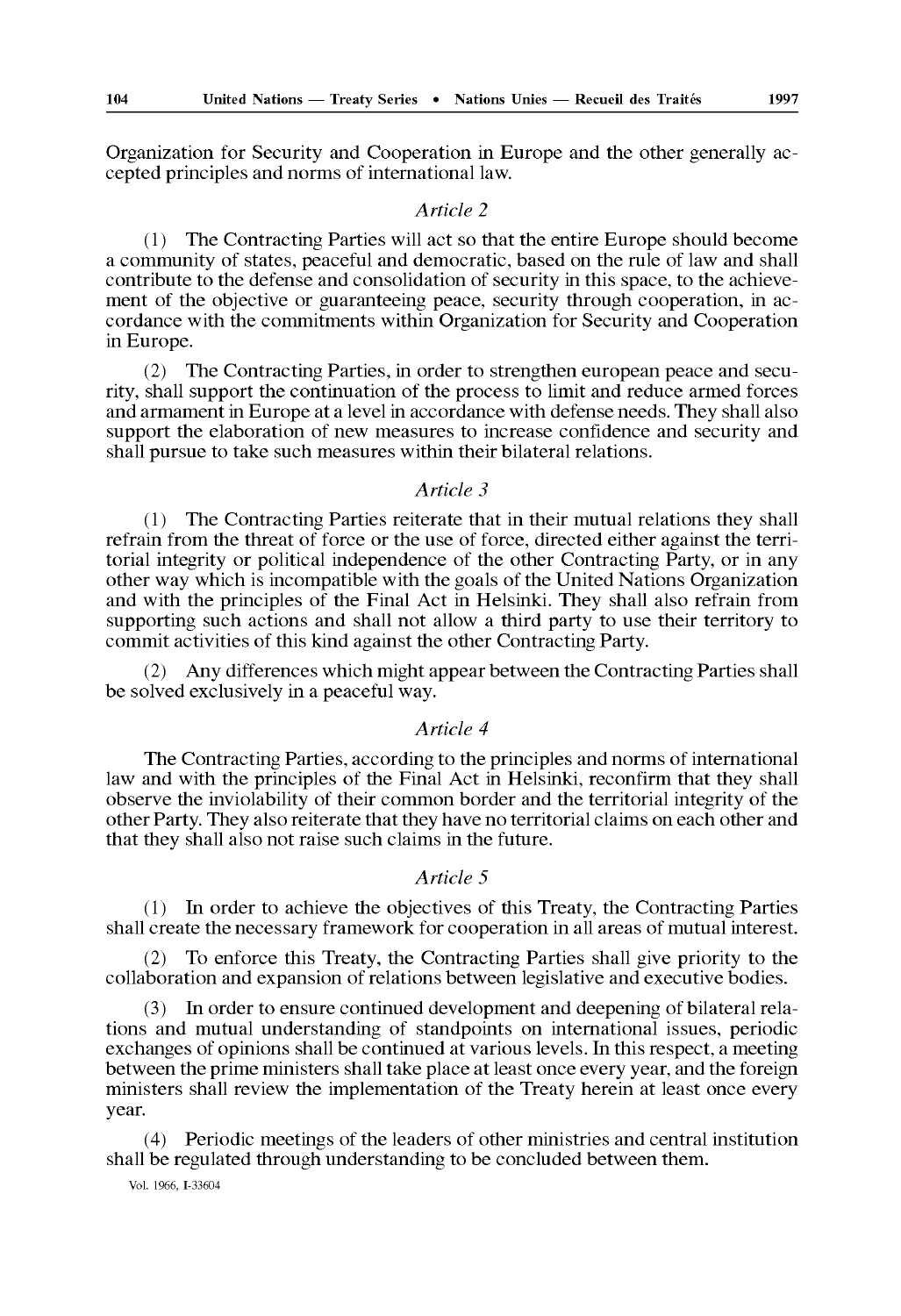Organization for Security and Cooperation in Europe and the other generally accepted principles and norms of international law.

*Article 2*

(1) The Contracting Parties will act so that the entire Europe should become a community of states, peaceful and democratic, based on the rule of law and shall contribute to the defense and consolidation of security in this space, to the achievement of the objective or guaranteeing peace, security through cooperation, in accordance with the commitments within Organization for Security and Cooperation in Europe.

(2) The Contracting Parties, in order to strengthen european peace and security, shall support the continuation of the process to limit and reduce armed forces and armament in Europe at a level in accordance with defense needs. They shall also support the elaboration of new measures to increase confidence and security and shall pursue to take such measures within their bilateral relations.

*Article 3*

(1) The Contracting Parties reiterate that in their mutual relations they shall refrain from the threat of force or the use of force, directed either against the territorial integrity or political independence of the other Contracting Party, or in any other way which is incompatible with the goals of the United Nations Organization and with the principles of the Final Act in Helsinki. They shall also refrain from supporting such actions and shall not allow a third party to use their territory to commit activities of this kind against the other Contracting Party.

(2) Any differences which might appear between the Contracting Parties shall be solved exclusively in a peaceful way.

*Article 4*

The Contracting Parties, according to the principles and norms of international law and with the principles of the Final Act in Helsinki, reconfirm that they shall observe the inviolability of their common border and the territorial integrity of the other Party. They also reiterate that they have no territorial claims on each other and that they shall also not raise such claims in the future.

*Article 5*

(1) In order to achieve the objectives of this Treaty, the Contracting Parties shall create the necessary framework for cooperation in all areas of mutual interest.

(2) To enforce this Treaty, the Contracting Parties shall give priority to the collaboration and expansion of relations between legislative and executive bodies.

(3) In order to ensure continued development and deepening of bilateral relations and mutual understanding of standpoints on international issues, periodic exchanges of opinions shall be continued at various levels. In this respect, a meeting between the prime ministers shall take place at least once every year, and the foreign ministers shall review the implementation of the Treaty herein at least once every year.

(4) Periodic meetings of the leaders of other ministries and central institution shall be regulated through understanding to be concluded between them.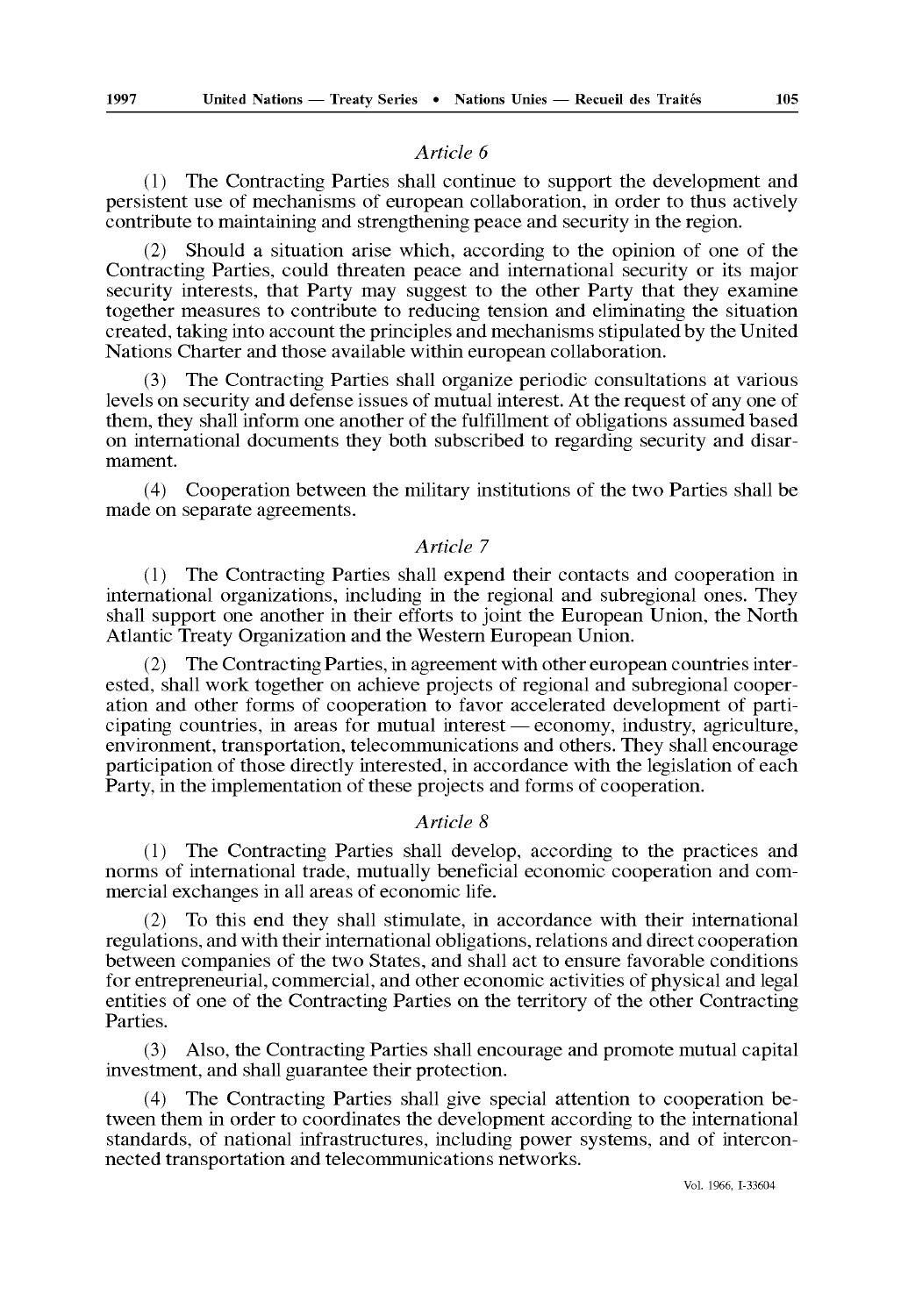*Article 6*

(1) The Contracting Parties shall continue to support the development and persistent use of mechanisms of european collaboration, in order to thus actively contribute to maintaining and strengthening peace and security in the region.

(2) Should a situation arise which, according to the opinion of one of the Contracting Parties, could threaten peace and international security or its major security interests, that Party may suggest to the other Party that they examine together measures to contribute to reducing tension and eliminating the situation created, taking into account the principles and mechanisms stipulated by the United Nations Charter and those available within european collaboration.

(3) The Contracting Parties shall organize periodic consultations at various levels on security and defense issues of mutual interest. At the request of any one of them, they shall inform one another of the fulfillment of obligations assumed based on international documents they both subscribed to regarding security and disarmament.

(4) Cooperation between the military institutions of the two Parties shall be made on separate agreements.

*Article 7*

(1) The Contracting Parties shall expend their contacts and cooperation in international organizations, including in the regional and subregional ones. They shall support one another in their efforts to joint the European Union, the North Atlantic Treaty Organization and the Western European Union.

(2) The Contracting Parties, in agreement with other european countries interested, shall work together on achieve projects of regional and subregional cooperation and other forms of cooperation to favor accelerated development of participating countries, in areas for mutual interest — economy, industry, agriculture, environment, transportation, telecommunications and others. They shall encourage participation of those directly interested, in accordance with the legislation of each Party, in the implementation of these projects and forms of cooperation.

*Article 8*

(1) The Contracting Parties shall develop, according to the practices and norms of international trade, mutually beneficial economic cooperation and commercial exchanges in all areas of economic life.

(2) To this end they shall stimulate, in accordance with their international regulations, and with their international obligations, relations and direct cooperation between companies of the two States, and shall act to ensure favorable conditions for entrepreneurial, commercial, and other economic activities of physical and legal entities of one of the Contracting Parties on the territory of the other Contracting Parties.

(3) Also, the Contracting Parties shall encourage and promote mutual capital investment, and shall guarantee their protection.

(4) The Contracting Parties shall give special attention to cooperation between them in order to coordinates the development according to the international standards, of national infrastructures, including power systems, and of interconnected transportation and telecommunications networks.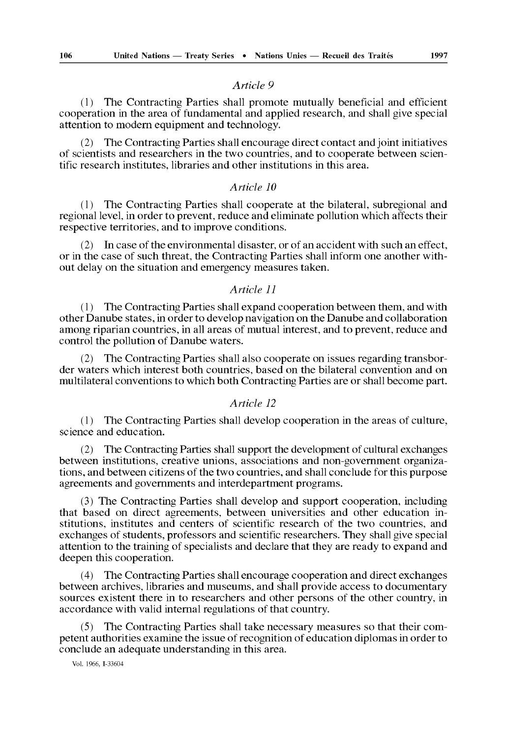*Article 9*

(1) The Contracting Parties shall promote mutually beneficial and efficient cooperation in the area of fundamental and applied research, and shall give special attention to modern equipment and technology.

(2) The Contracting Parties shall encourage direct contact and joint initiatives of scientists and researchers in the two countries, and to cooperate between scientific research institutes, libraries and other institutions in this area.

*Article 10*

(1) The Contracting Parties shall cooperate at the bilateral, subregional and regional level, in order to prevent, reduce and eliminate pollution which affects their respective territories, and to improve conditions.

(2) In case of the environmental disaster, or of an accident with such an effect, or in the case of such threat, the Contracting Parties shall inform one another without delay on the situation and emergency measures taken.

*Article 11*

(1) The Contracting Parties shall expand cooperation between them, and with other Danube states, in order to develop navigation on the Danube and collaboration among riparian countries, in all areas of mutual interest, and to prevent, reduce and control the pollution of Danube waters.

(2) The Contracting Parties shall also cooperate on issues regarding transborder waters which interest both countries, based on the bilateral convention and on multilateral conventions to which both Contracting Parties are or shall become part.

*Article 12*

(1) The Contracting Parties shall develop cooperation in the areas of culture, science and education.

(2) The Contracting Parties shall support the development of cultural exchanges between institutions, creative unions, associations and non-government organizations, and between citizens of the two countries, and shall conclude for this purpose agreements and governments and interdepartment programs.

(3) The Contracting Parties shall develop and support cooperation, including that based on direct agreements, between universities and other education institutions, institutes and centers of scientific research of the two countries, and exchanges of students, professors and scientific researchers. They shall give special attention to the training of specialists and declare that they are ready to expand and deepen this cooperation.

(4) The Contracting Parties shall encourage cooperation and direct exchanges between archives, libraries and museums, and shall provide access to documentary sources existent there in to researchers and other persons of the other country, in accordance with valid internal regulations of that country.

(5) The Contracting Parties shall take necessary measures so that their competent authorities examine the issue of recognition of education diplomas in order to conclude an adequate understanding in this area.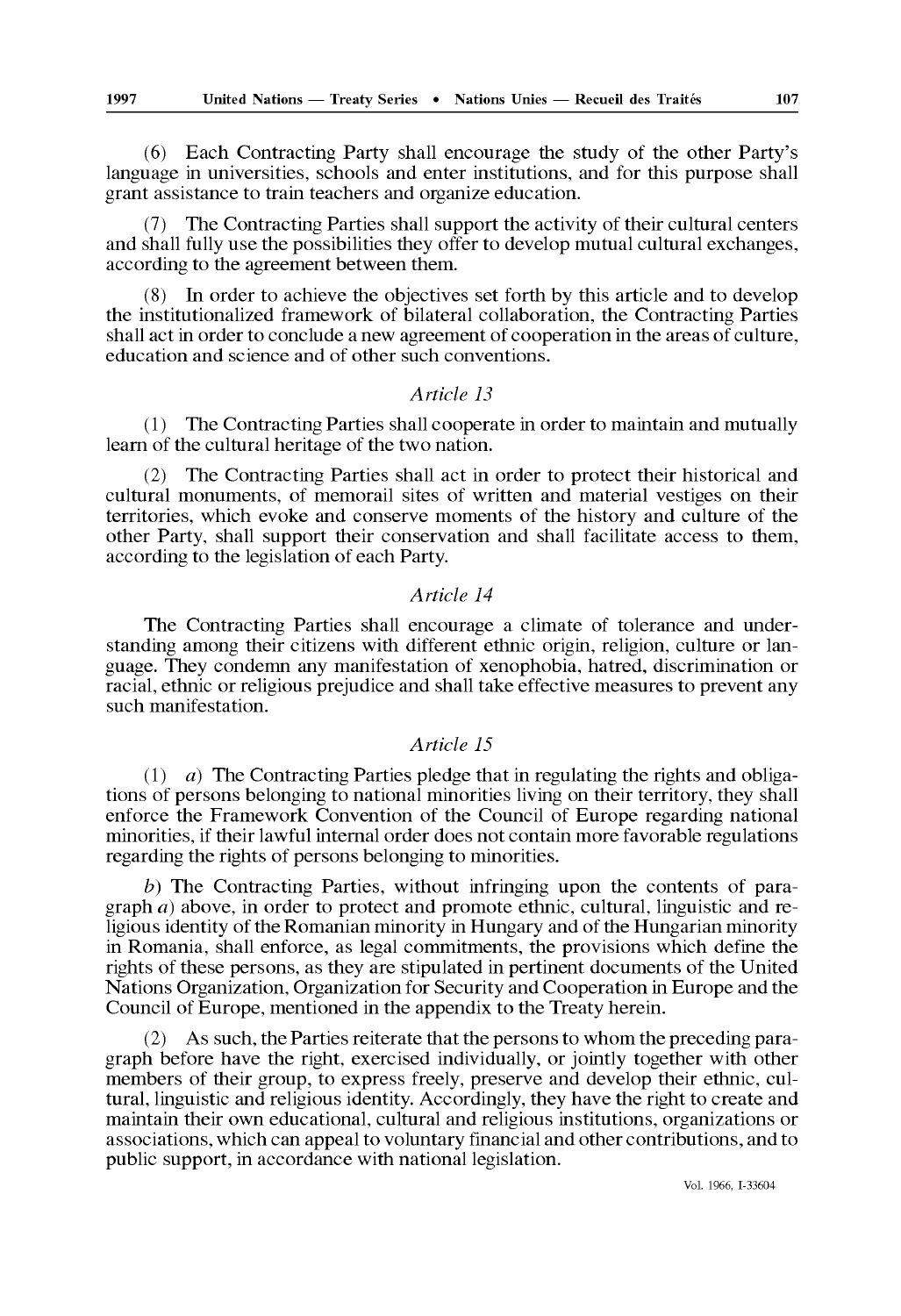(6) Each Contracting Party shall encourage the study of the other Party's language in universities, schools and enter institutions, and for this purpose shall grant assistance to train teachers and organize education.

(7) The Contracting Parties shall support the activity of their cultural centers and shall fully use the possibilities they offer to develop mutual cultural exchanges, according to the agreement between them.

(8) In order to achieve the objectives set forth by this article and to develop the institutionalized framework of bilateral collaboration, the Contracting Parties shall act in order to conclude a new agreement of cooperation in the areas of culture, education and science and of other such conventions.

### *Article 13*

(1) The Contracting Parties shall cooperate in order to maintain and mutually learn of the cultural heritage of the two nation.

(2) The Contracting Parties shall act in order to protect their historical and cultural monuments, of memorail sites of written and material vestiges on their territories, which evoke and conserve moments of the history and culture of the other Party, shall support their conservation and shall facilitate access to them, according to the legislation of each Party.

### *Article 14*

The Contracting Parties shall encourage a climate of tolerance and understanding among their citizens with different ethnic origin, religion, culture or language. They condemn any manifestation of xenophobia, hatred, discrimination or racial, ethnic or religious prejudice and shall take effective measures to prevent any such manifestation.

### *Article 15*

(1) *a*) The Contracting Parties pledge that in regulating the rights and obligations of persons belonging to national minorities living on their territory, they shall enforce the Framework Convention of the Council of Europe regarding national minorities, if their lawful internal order does not contain more favorable regulations regarding the rights of persons belonging to minorities.

*b*) The Contracting Parties, without infringing upon the contents of paragraph *a*) above, in order to protect and promote ethnic, cultural, linguistic and religious identity of the Romanian minority in Hungary and of the Hungarian minority in Romania, shall enforce, as legal commitments, the provisions which define the rights of these persons, as they are stipulated in pertinent documents of the United Nations Organization, Organization for Security and Cooperation in Europe and the Council of Europe, mentioned in the appendix to the Treaty herein.

(2) As such, the Parties reiterate that the persons to whom the preceding paragraph before have the right, exercised individually, or jointly together with other members of their group, to express freely, preserve and develop their ethnic, cultural, linguistic and religious identity. Accordingly, they have the right to create and maintain their own educational, cultural and religious institutions, organizations or associations, which can appeal to voluntary financial and other contributions, and to public support, in accordance with national legislation.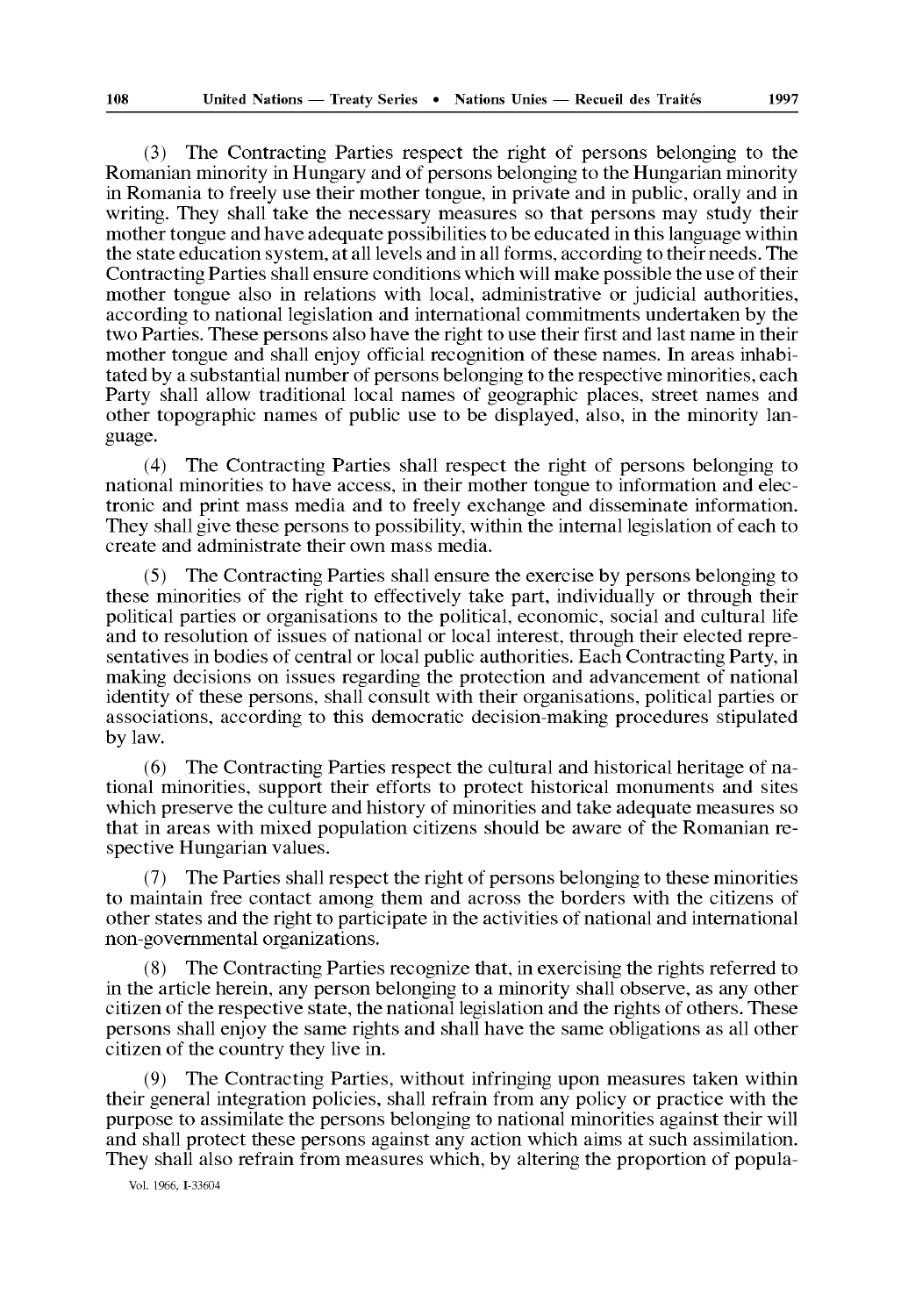(3) The Contracting Parties respect the right of persons belonging to the Romanian minority in Hungary and of persons belonging to the Hungarian minority in Romania to freely use their mother tongue, in private and in public, orally and in writing. They shall take the necessary measures so that persons may study their mother tongue and have adequate possibilities to be educated in this language within the state education system, at all levels and in all forms, according to their needs. The Contracting Parties shall ensure conditions which will make possible the use of their mother tongue also in relations with local, administrative or judicial authorities, according to national legislation and international commitments undertaken by the two Parties. These persons also have the right to use their first and last name in their mother tongue and shall enjoy official recognition of these names. In areas inhabitated by a substantial number of persons belonging to the respective minorities, each Party shall allow traditional local names of geographic places, street names and other topographic names of public use to be displayed, also, in the minority language.

(4) The Contracting Parties shall respect the right of persons belonging to national minorities to have access, in their mother tongue to information and electronic and print mass media and to freely exchange and disseminate information. They shall give these persons to possibility, within the internal legislation of each to create and administrate their own mass media.

(5) The Contracting Parties shall ensure the exercise by persons belonging to these minorities of the right to effectively take part, individually or through their political parties or organisations to the political, economic, social and cultural life and to resolution of issues of national or local interest, through their elected representatives in bodies of central or local public authorities. Each Contracting Party, in making decisions on issues regarding the protection and advancement of national identity of these persons, shall consult with their organisations, political parties or associations, according to this democratic decision-making procedures stipulated by law.

(6) The Contracting Parties respect the cultural and historical heritage of national minorities, support their efforts to protect historical monuments and sites which preserve the culture and history of minorities and take adequate measures so that in areas with mixed population citizens should be aware of the Romanian respective Hungarian values.

(7) The Parties shall respect the right of persons belonging to these minorities to maintain free contact among them and across the borders with the citizens of other states and the right to participate in the activities of national and international non-governmental organizations.

(8) The Contracting Parties recognize that, in exercising the rights referred to in the article herein, any person belonging to a minority shall observe, as any other citizen of the respective state, the national legislation and the rights of others. These persons shall enjoy the same rights and shall have the same obligations as all other citizen of the country they live in.

(9) The Contracting Parties, without infringing upon measures taken within their general integration policies, shall refrain from any policy or practice with the purpose to assimilate the persons belonging to national minorities against their will and shall protect these persons against any action which aims at such assimilation. They shall also refrain from measures which, by altering the proportion of popula-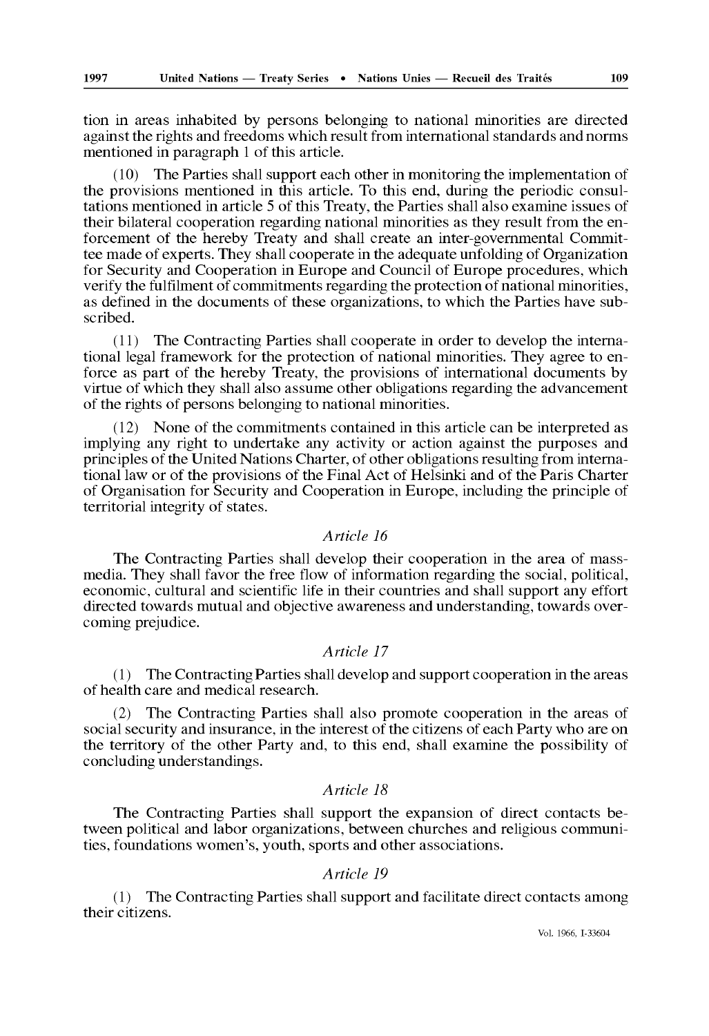tion in areas inhabited by persons belonging to national minorities are directed against the rights and freedoms which result from international standards and norms mentioned in paragraph 1 of this article.

(10) The Parties shall support each other in monitoring the implementation of the provisions mentioned in this article. To this end, during the periodic consultations mentioned in article 5 of this Treaty, the Parties shall also examine issues of their bilateral cooperation regarding national minorities as they result from the enforcement of the hereby Treaty and shall create an inter-governmental Committee made of experts. They shall cooperate in the adequate unfolding of Organization for Security and Cooperation in Europe and Council of Europe procedures, which verify the fulfilment of commitments regarding the protection of national minorities, as defined in the documents of these organizations, to which the Parties have subscribed.

(11) The Contracting Parties shall cooperate in order to develop the international legal framework for the protection of national minorities. They agree to enforce as part of the hereby Treaty, the provisions of international documents by virtue of which they shall also assume other obligations regarding the advancement of the rights of persons belonging to national minorities.

(12) None of the commitments contained in this article can be interpreted as implying any right to undertake any activity or action against the purposes and principles of the United Nations Charter, of other obligations resulting from international law or of the provisions of the Final Act of Helsinki and of the Paris Charter of Organisation for Security and Cooperation in Europe, including the principle of territorial integrity of states.

### *Article 16*

The Contracting Parties shall develop their cooperation in the area of mass-media. They shall favor the free flow of information regarding the social, political, economic, cultural and scientific life in their countries and shall support any effort directed towards mutual and objective awareness and understanding, towards overcoming prejudice.

### *Article 17*

(1) The Contracting Parties shall develop and support cooperation in the areas of health care and medical research.

(2) The Contracting Parties shall also promote cooperation in the areas of social security and insurance, in the interest of the citizens of each Party who are on the territory of the other Party and, to this end, shall examine the possibility of concluding understandings.

### *Article 18*

The Contracting Parties shall support the expansion of direct contacts between political and labor organizations, between churches and religious communities, foundations women's, youth, sports and other associations.

### *Article 19*

(1) The Contracting Parties shall support and facilitate direct contacts among their citizens.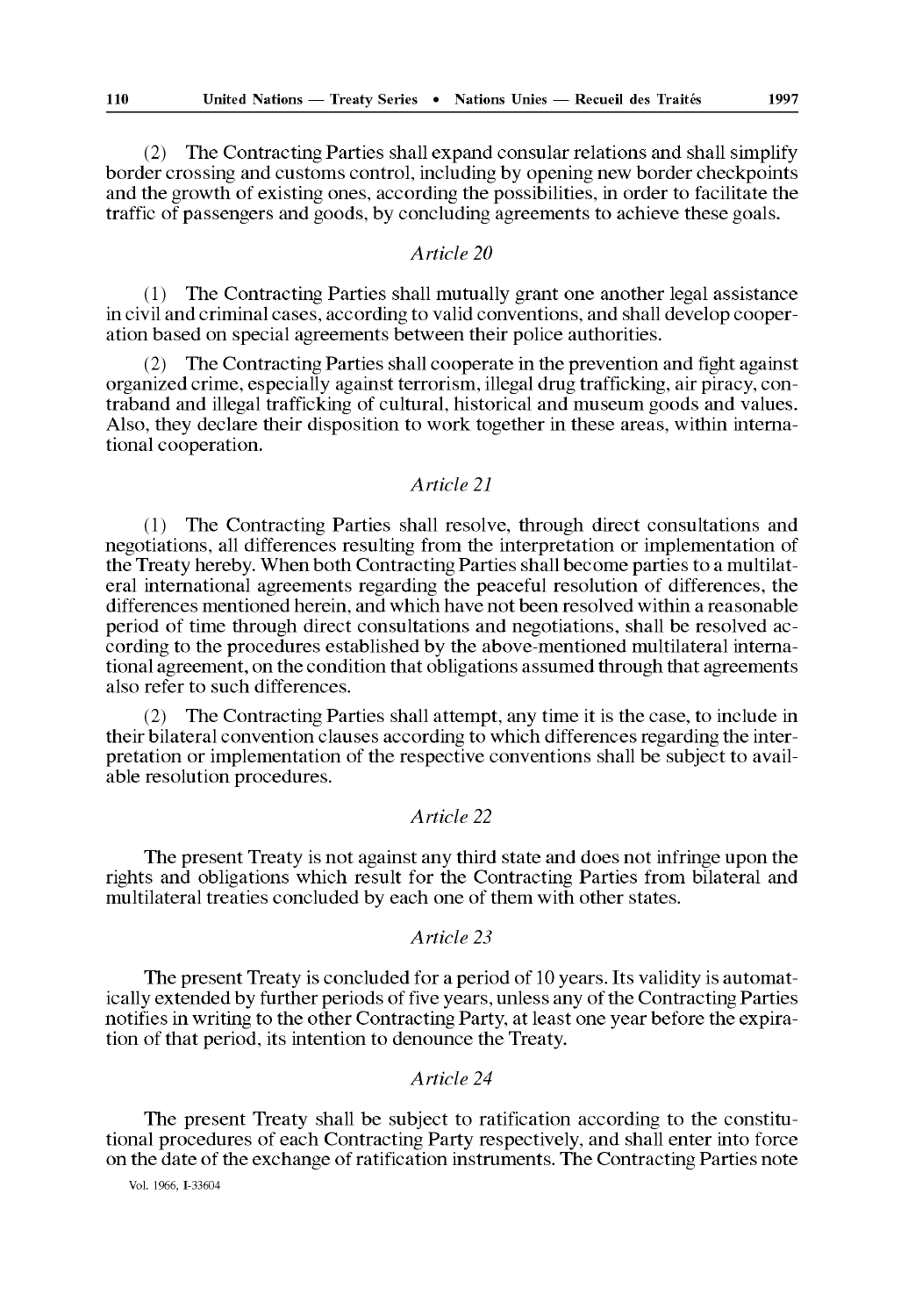(2) The Contracting Parties shall expand consular relations and shall simplify border crossing and customs control, including by opening new border checkpoints and the growth of existing ones, according the possibilities, in order to facilitate the traffic of passengers and goods, by concluding agreements to achieve these goals.

*Article 20*

(1) The Contracting Parties shall mutually grant one another legal assistance in civil and criminal cases, according to valid conventions, and shall develop cooperation based on special agreements between their police authorities.

(2) The Contracting Parties shall cooperate in the prevention and fight against organized crime, especially against terrorism, illegal drug trafficking, air piracy, contraband and illegal trafficking of cultural, historical and museum goods and values. Also, they declare their disposition to work together in these areas, within international cooperation.

*Article 21*

(1) The Contracting Parties shall resolve, through direct consultations and negotiations, all differences resulting from the interpretation or implementation of the Treaty hereby. When both Contracting Parties shall become parties to a multilateral international agreements regarding the peaceful resolution of differences, the differences mentioned herein, and which have not been resolved within a reasonable period of time through direct consultations and negotiations, shall be resolved according to the procedures established by the above-mentioned multilateral international agreement, on the condition that obligations assumed through that agreements also refer to such differences.

(2) The Contracting Parties shall attempt, any time it is the case, to include in their bilateral convention clauses according to which differences regarding the interpretation or implementation of the respective conventions shall be subject to available resolution procedures.

*Article 22*

The present Treaty is not against any third state and does not infringe upon the rights and obligations which result for the Contracting Parties from bilateral and multilateral treaties concluded by each one of them with other states.

*Article 23*

The present Treaty is concluded for a period of 10 years. Its validity is automatically extended by further periods of five years, unless any of the Contracting Parties notifies in writing to the other Contracting Party, at least one year before the expiration of that period, its intention to denounce the Treaty.

*Article 24*

The present Treaty shall be subject to ratification according to the constitutional procedures of each Contracting Party respectively, and shall enter into force on the date of the exchange of ratification instruments. The Contracting Parties note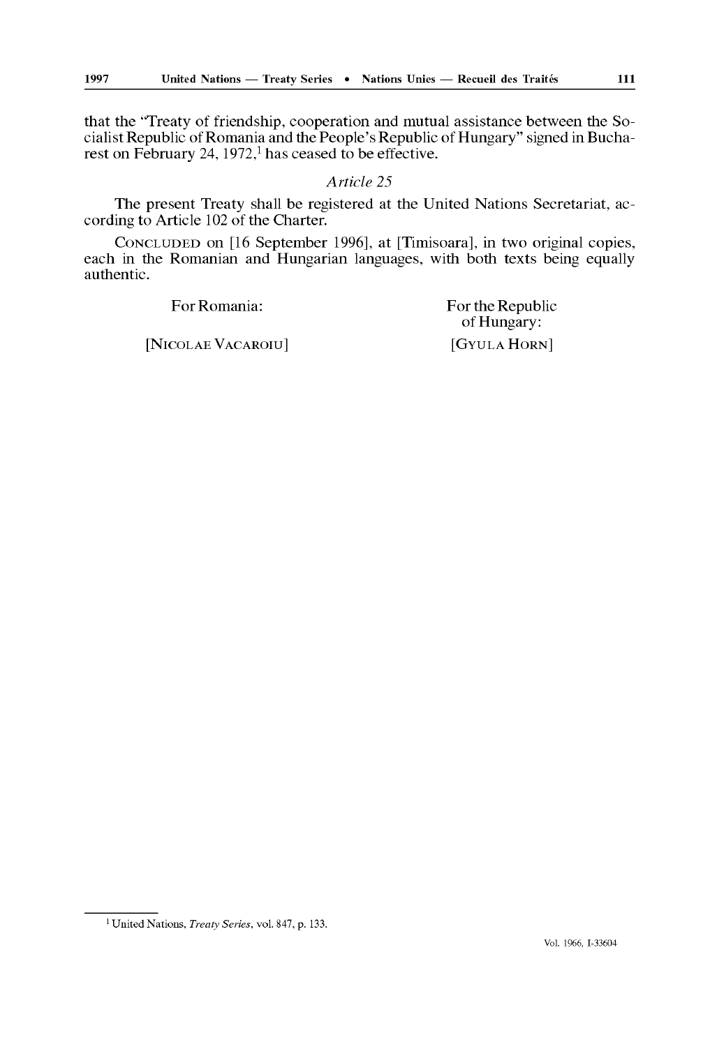that the "Treaty of friendship, cooperation and mutual assistance between the Socialist Republic of Romania and the People's Republic of Hungary" signed in Bucharest on February 24, 1972,[1] has ceased to be effective.

*Article 25*

The present Treaty shall be registered at the United Nations Secretariat, according to Article 102 of the Charter.

CONCLUDED on [16 September 1996], at [Timisoara], in two original copies, each in the Romanian and Hungarian languages, with both texts being equally authentic.

| For Romania: | For the Republic of Hungary: |
|---|---|
| [NICOLAE VACAROIU] | [GYULA HORN] |

[1] United Nations, *Treaty Series*, vol. 847, p. 133.

Vol. 1966, I-33604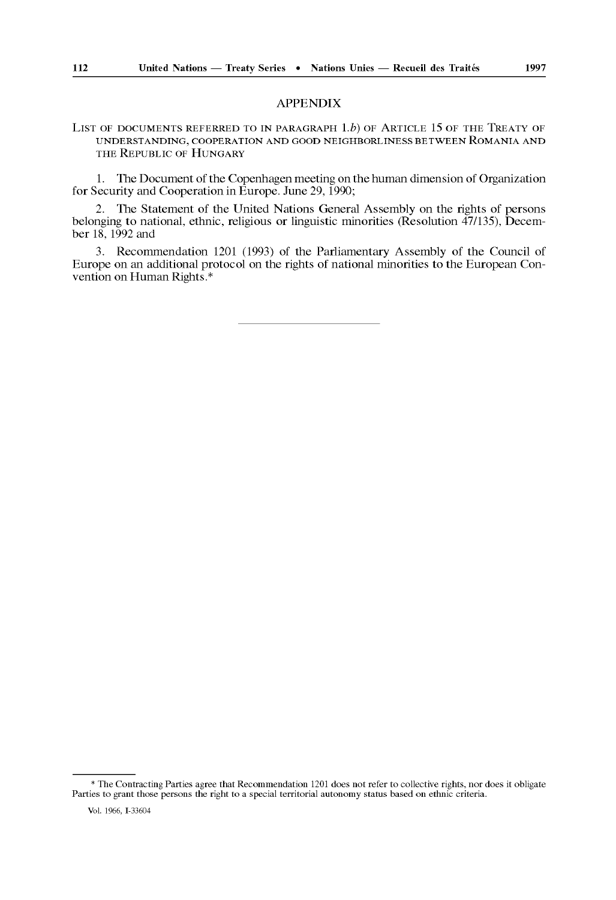## APPENDIX

LIST OF DOCUMENTS REFERRED TO IN PARAGRAPH 1.*b*) OF ARTICLE 15 OF THE TREATY OF UNDERSTANDING, COOPERATION AND GOOD NEIGHBORLINESS BETWEEN ROMANIA AND THE REPUBLIC OF HUNGARY

1. The Document of the Copenhagen meeting on the human dimension of Organization for Security and Cooperation in Europe. June 29, 1990;

2. The Statement of the United Nations General Assembly on the rights of persons belonging to national, ethnic, religious or linguistic minorities (Resolution 47/135), December 18, 1992 and

3. Recommendation 1201 (1993) of the Parliamentary Assembly of the Council of Europe on an additional protocol on the rights of national minorities to the European Convention on Human Rights.*

---

* The Contracting Parties agree that Recommendation 1201 does not refer to collective rights, nor does it obligate Parties to grant those persons the right to a special territorial autonomy status based on ethnic criteria.

Vol. 1966, I-33604